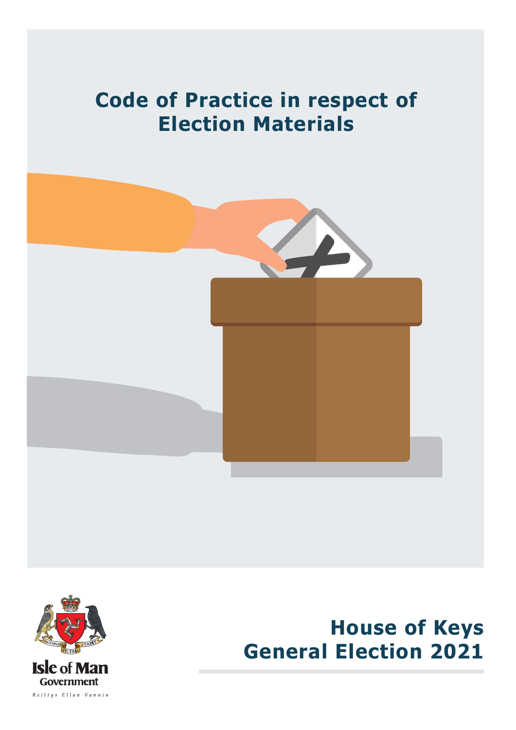# Code of Practice in respect of Election Materials

Isle of Man Government

Reiltys Ellan Vannin

## House of Keys General Election 2021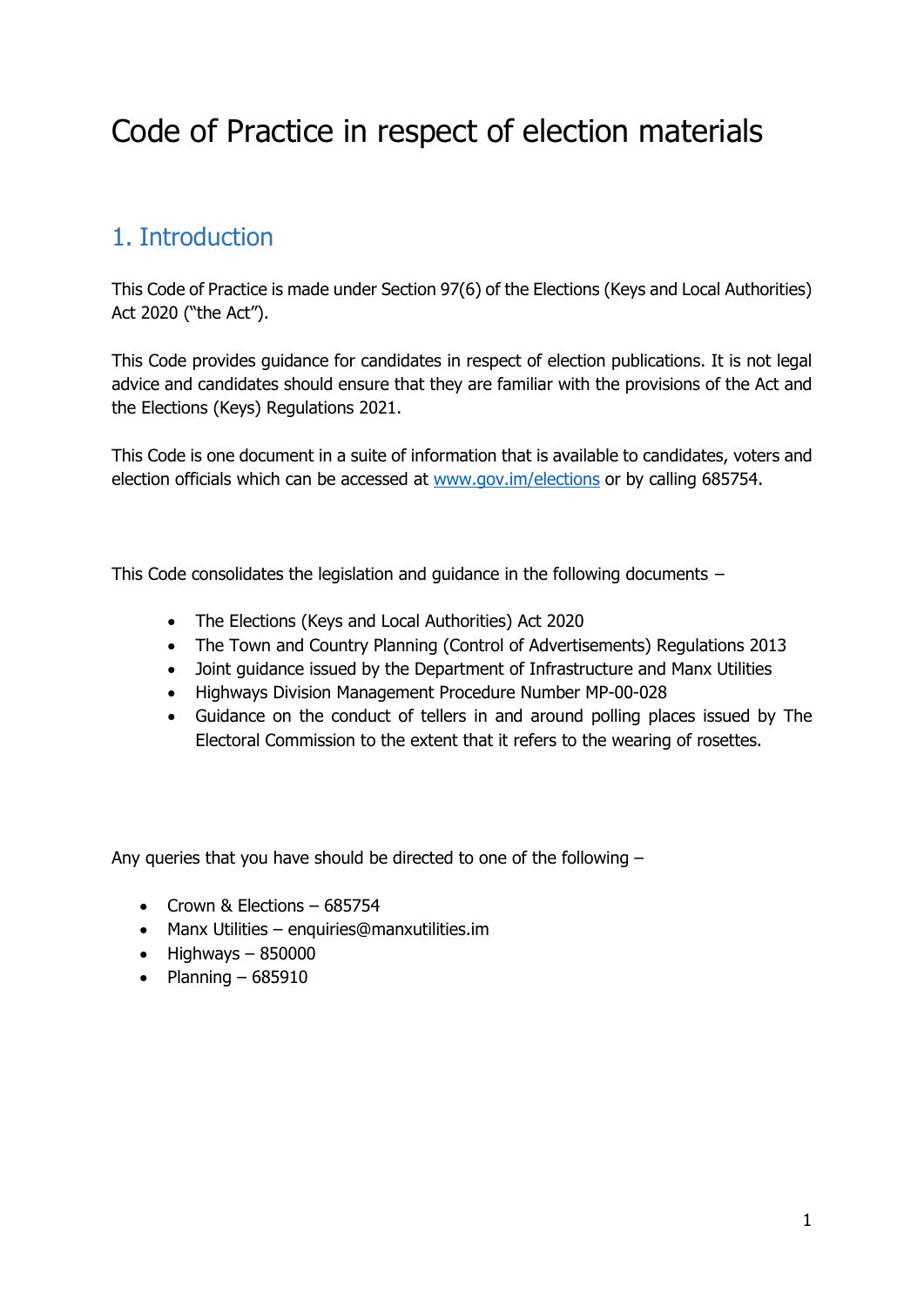# Code of Practice in respect of election materials

## 1. Introduction

This Code of Practice is made under Section 97(6) of the Elections (Keys and Local Authorities) Act 2020 ("the Act").

This Code provides guidance for candidates in respect of election publications. It is not legal advice and candidates should ensure that they are familiar with the provisions of the Act and the Elections (Keys) Regulations 2021.

This Code is one document in a suite of information that is available to candidates, voters and election officials which can be accessed at [www.gov.im/elections](www.gov.im/elections) or by calling 685754.

This Code consolidates the legislation and guidance in the following documents –

- The Elections (Keys and Local Authorities) Act 2020
- The Town and Country Planning (Control of Advertisements) Regulations 2013
- Joint guidance issued by the Department of Infrastructure and Manx Utilities
- Highways Division Management Procedure Number MP-00-028
- Guidance on the conduct of tellers in and around polling places issued by The Electoral Commission to the extent that it refers to the wearing of rosettes.

Any queries that you have should be directed to one of the following –

- Crown & Elections – 685754
- Manx Utilities – enquiries@manxutilities.im
- Highways – 850000
- Planning – 685910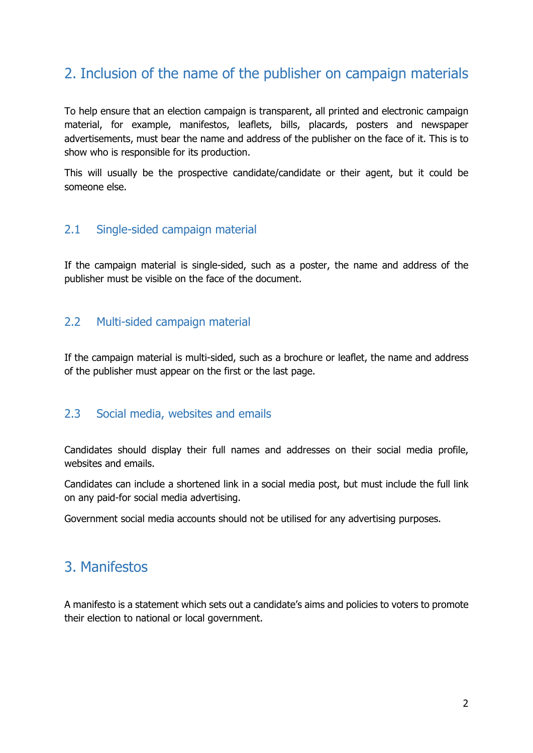## 2. Inclusion of the name of the publisher on campaign materials

To help ensure that an election campaign is transparent, all printed and electronic campaign material, for example, manifestos, leaflets, bills, placards, posters and newspaper advertisements, must bear the name and address of the publisher on the face of it. This is to show who is responsible for its production.

This will usually be the prospective candidate/candidate or their agent, but it could be someone else.

### 2.1 Single-sided campaign material

If the campaign material is single-sided, such as a poster, the name and address of the publisher must be visible on the face of the document.

### 2.2 Multi-sided campaign material

If the campaign material is multi-sided, such as a brochure or leaflet, the name and address of the publisher must appear on the first or the last page.

### 2.3 Social media, websites and emails

Candidates should display their full names and addresses on their social media profile, websites and emails.

Candidates can include a shortened link in a social media post, but must include the full link on any paid-for social media advertising.

Government social media accounts should not be utilised for any advertising purposes.

## 3. Manifestos

A manifesto is a statement which sets out a candidate's aims and policies to voters to promote their election to national or local government.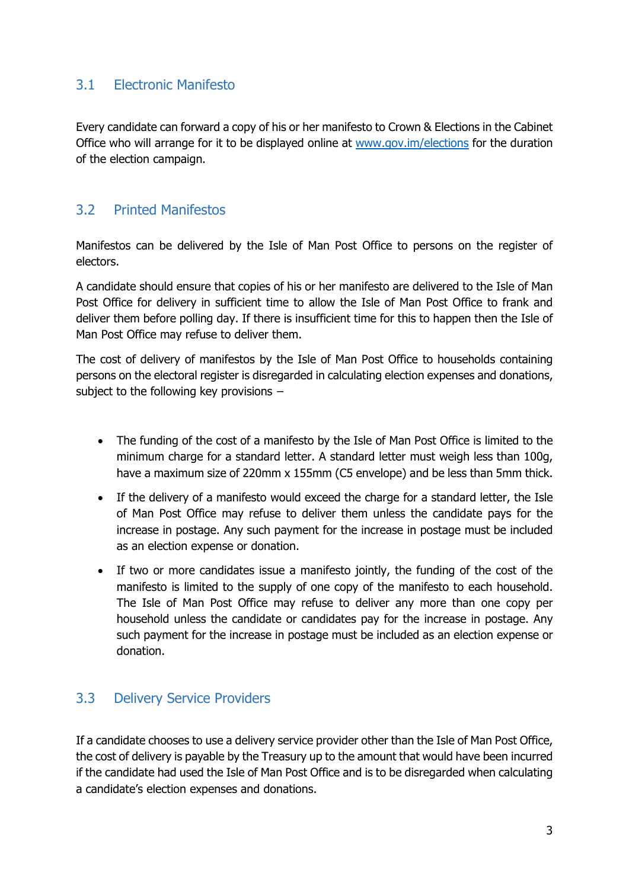## 3.1 Electronic Manifesto

Every candidate can forward a copy of his or her manifesto to Crown & Elections in the Cabinet Office who will arrange for it to be displayed online at [www.gov.im/elections](http://www.gov.im/elections) for the duration of the election campaign.

## 3.2 Printed Manifestos

Manifestos can be delivered by the Isle of Man Post Office to persons on the register of electors.

A candidate should ensure that copies of his or her manifesto are delivered to the Isle of Man Post Office for delivery in sufficient time to allow the Isle of Man Post Office to frank and deliver them before polling day. If there is insufficient time for this to happen then the Isle of Man Post Office may refuse to deliver them.

The cost of delivery of manifestos by the Isle of Man Post Office to households containing persons on the electoral register is disregarded in calculating election expenses and donations, subject to the following key provisions –

- The funding of the cost of a manifesto by the Isle of Man Post Office is limited to the minimum charge for a standard letter. A standard letter must weigh less than 100g, have a maximum size of 220mm x 155mm (C5 envelope) and be less than 5mm thick.
- If the delivery of a manifesto would exceed the charge for a standard letter, the Isle of Man Post Office may refuse to deliver them unless the candidate pays for the increase in postage. Any such payment for the increase in postage must be included as an election expense or donation.
- If two or more candidates issue a manifesto jointly, the funding of the cost of the manifesto is limited to the supply of one copy of the manifesto to each household. The Isle of Man Post Office may refuse to deliver any more than one copy per household unless the candidate or candidates pay for the increase in postage. Any such payment for the increase in postage must be included as an election expense or donation.

## 3.3 Delivery Service Providers

If a candidate chooses to use a delivery service provider other than the Isle of Man Post Office, the cost of delivery is payable by the Treasury up to the amount that would have been incurred if the candidate had used the Isle of Man Post Office and is to be disregarded when calculating a candidate's election expenses and donations.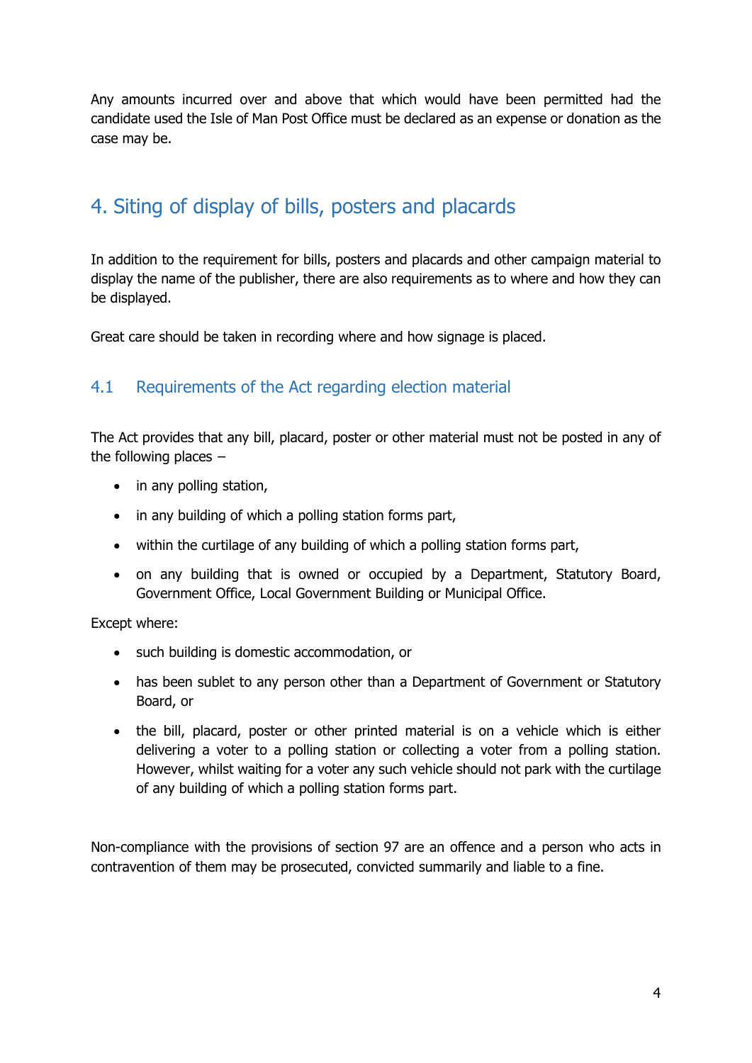Any amounts incurred over and above that which would have been permitted had the candidate used the Isle of Man Post Office must be declared as an expense or donation as the case may be.

## 4. Siting of display of bills, posters and placards

In addition to the requirement for bills, posters and placards and other campaign material to display the name of the publisher, there are also requirements as to where and how they can be displayed.

Great care should be taken in recording where and how signage is placed.

### 4.1 Requirements of the Act regarding election material

The Act provides that any bill, placard, poster or other material must not be posted in any of the following places –

- in any polling station,
- in any building of which a polling station forms part,
- within the curtilage of any building of which a polling station forms part,
- on any building that is owned or occupied by a Department, Statutory Board, Government Office, Local Government Building or Municipal Office.

Except where:

- such building is domestic accommodation, or
- has been sublet to any person other than a Department of Government or Statutory Board, or
- the bill, placard, poster or other printed material is on a vehicle which is either delivering a voter to a polling station or collecting a voter from a polling station. However, whilst waiting for a voter any such vehicle should not park with the curtilage of any building of which a polling station forms part.

Non-compliance with the provisions of section 97 are an offence and a person who acts in contravention of them may be prosecuted, convicted summarily and liable to a fine.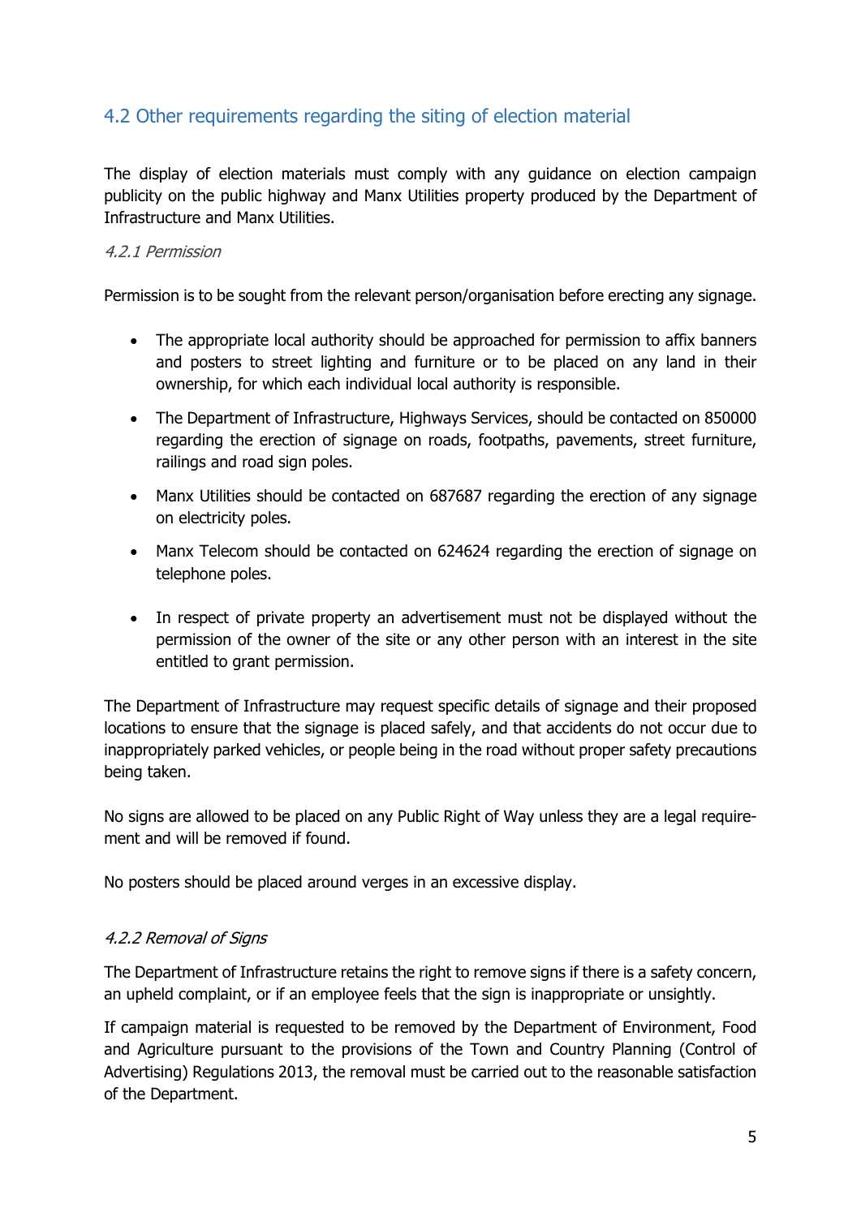## 4.2 Other requirements regarding the siting of election material

The display of election materials must comply with any guidance on election campaign publicity on the public highway and Manx Utilities property produced by the Department of Infrastructure and Manx Utilities.

### *4.2.1 Permission*

Permission is to be sought from the relevant person/organisation before erecting any signage.

- The appropriate local authority should be approached for permission to affix banners and posters to street lighting and furniture or to be placed on any land in their ownership, for which each individual local authority is responsible.
- The Department of Infrastructure, Highways Services, should be contacted on 850000 regarding the erection of signage on roads, footpaths, pavements, street furniture, railings and road sign poles.
- Manx Utilities should be contacted on 687687 regarding the erection of any signage on electricity poles.
- Manx Telecom should be contacted on 624624 regarding the erection of signage on telephone poles.
- In respect of private property an advertisement must not be displayed without the permission of the owner of the site or any other person with an interest in the site entitled to grant permission.

The Department of Infrastructure may request specific details of signage and their proposed locations to ensure that the signage is placed safely, and that accidents do not occur due to inappropriately parked vehicles, or people being in the road without proper safety precautions being taken.

No signs are allowed to be placed on any Public Right of Way unless they are a legal requirement and will be removed if found.

No posters should be placed around verges in an excessive display.

### *4.2.2 Removal of Signs*

The Department of Infrastructure retains the right to remove signs if there is a safety concern, an upheld complaint, or if an employee feels that the sign is inappropriate or unsightly.

If campaign material is requested to be removed by the Department of Environment, Food and Agriculture pursuant to the provisions of the Town and Country Planning (Control of Advertising) Regulations 2013, the removal must be carried out to the reasonable satisfaction of the Department.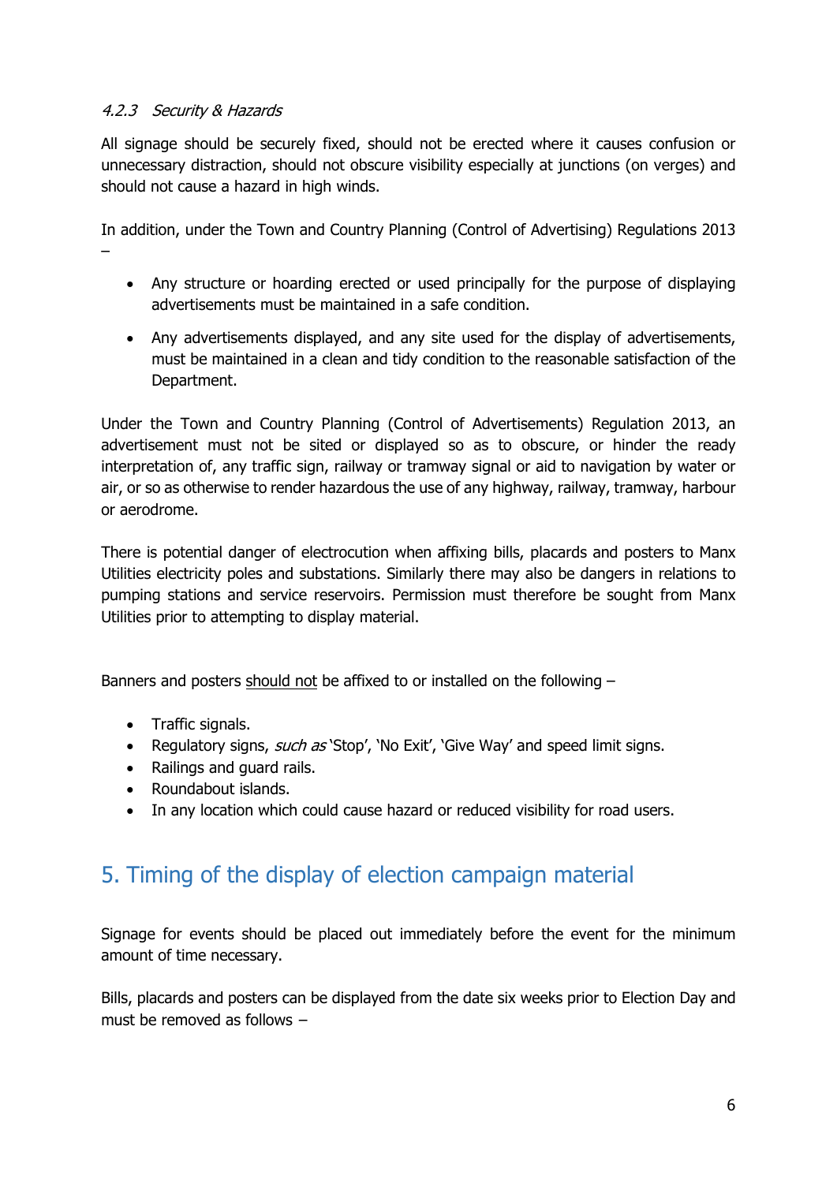#### *4.2.3 Security & Hazards*

All signage should be securely fixed, should not be erected where it causes confusion or unnecessary distraction, should not obscure visibility especially at junctions (on verges) and should not cause a hazard in high winds.

In addition, under the Town and Country Planning (Control of Advertising) Regulations 2013 –

- Any structure or hoarding erected or used principally for the purpose of displaying advertisements must be maintained in a safe condition.

- Any advertisements displayed, and any site used for the display of advertisements, must be maintained in a clean and tidy condition to the reasonable satisfaction of the Department.

Under the Town and Country Planning (Control of Advertisements) Regulation 2013, an advertisement must not be sited or displayed so as to obscure, or hinder the ready interpretation of, any traffic sign, railway or tramway signal or aid to navigation by water or air, or so as otherwise to render hazardous the use of any highway, railway, tramway, harbour or aerodrome.

There is potential danger of electrocution when affixing bills, placards and posters to Manx Utilities electricity poles and substations. Similarly there may also be dangers in relations to pumping stations and service reservoirs. Permission must therefore be sought from Manx Utilities prior to attempting to display material.

Banners and posters <u>should not</u> be affixed to or installed on the following –

- Traffic signals.
- Regulatory signs, *such as* 'Stop', 'No Exit', 'Give Way' and speed limit signs.
- Railings and guard rails.
- Roundabout islands.
- In any location which could cause hazard or reduced visibility for road users.

## 5. Timing of the display of election campaign material

Signage for events should be placed out immediately before the event for the minimum amount of time necessary.

Bills, placards and posters can be displayed from the date six weeks prior to Election Day and must be removed as follows –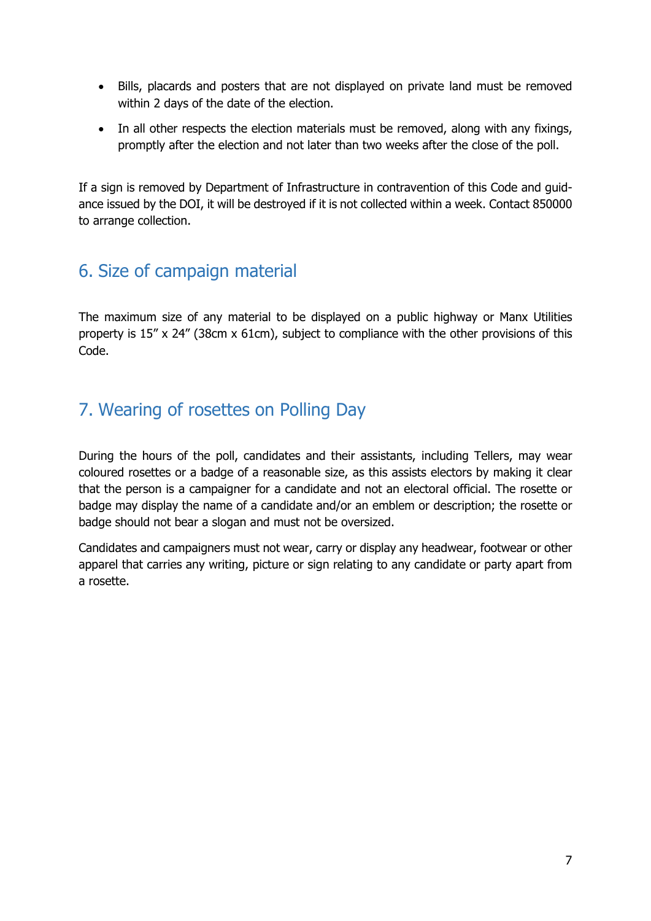- Bills, placards and posters that are not displayed on private land must be removed within 2 days of the date of the election.
- In all other respects the election materials must be removed, along with any fixings, promptly after the election and not later than two weeks after the close of the poll.

If a sign is removed by Department of Infrastructure in contravention of this Code and guidance issued by the DOI, it will be destroyed if it is not collected within a week. Contact 850000 to arrange collection.

## 6. Size of campaign material

The maximum size of any material to be displayed on a public highway or Manx Utilities property is 15" x 24" (38cm x 61cm), subject to compliance with the other provisions of this Code.

## 7. Wearing of rosettes on Polling Day

During the hours of the poll, candidates and their assistants, including Tellers, may wear coloured rosettes or a badge of a reasonable size, as this assists electors by making it clear that the person is a campaigner for a candidate and not an electoral official. The rosette or badge may display the name of a candidate and/or an emblem or description; the rosette or badge should not bear a slogan and must not be oversized.

Candidates and campaigners must not wear, carry or display any headwear, footwear or other apparel that carries any writing, picture or sign relating to any candidate or party apart from a rosette.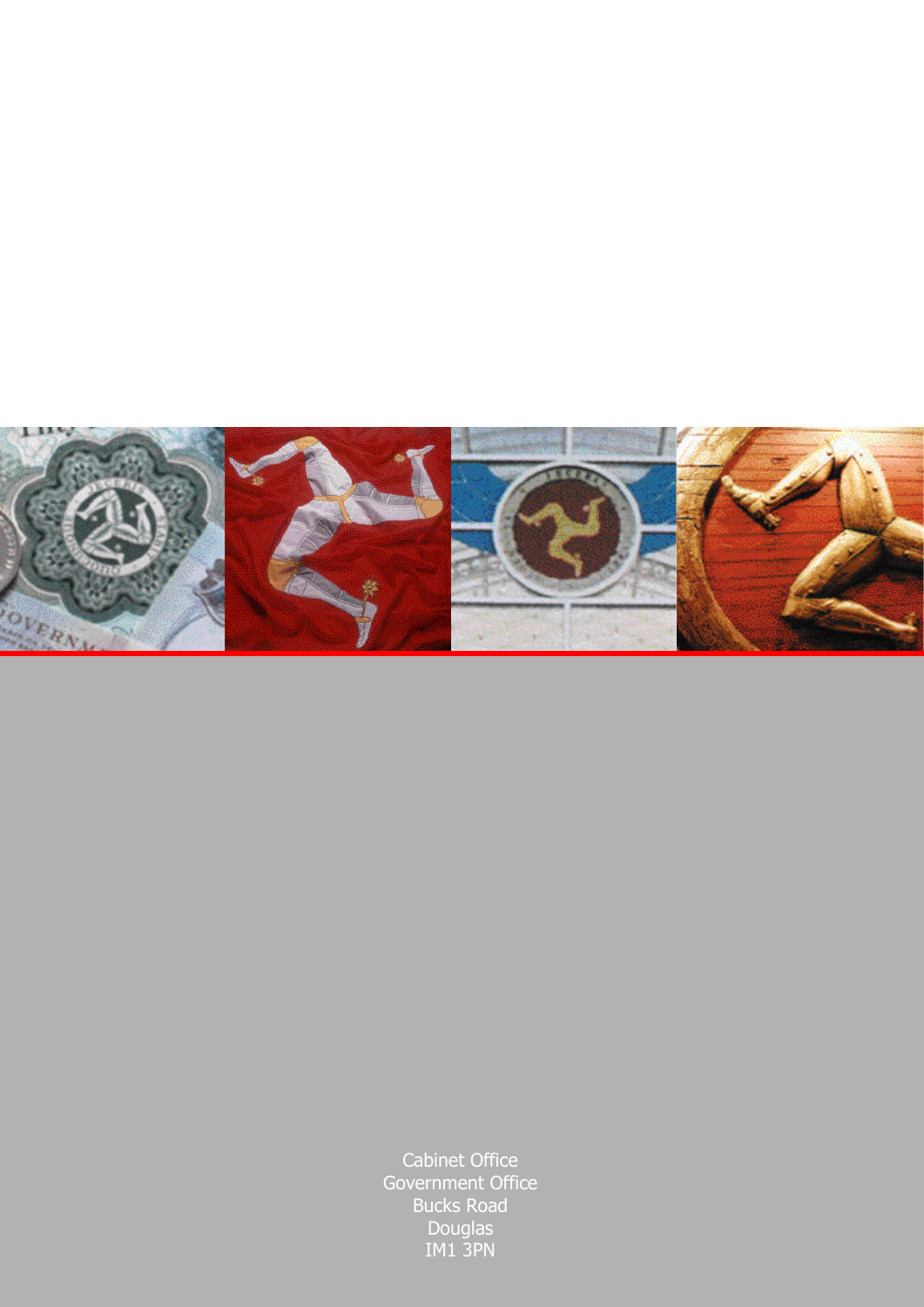Cabinet Office
Government Office
Bucks Road
Douglas
IM1 3PN